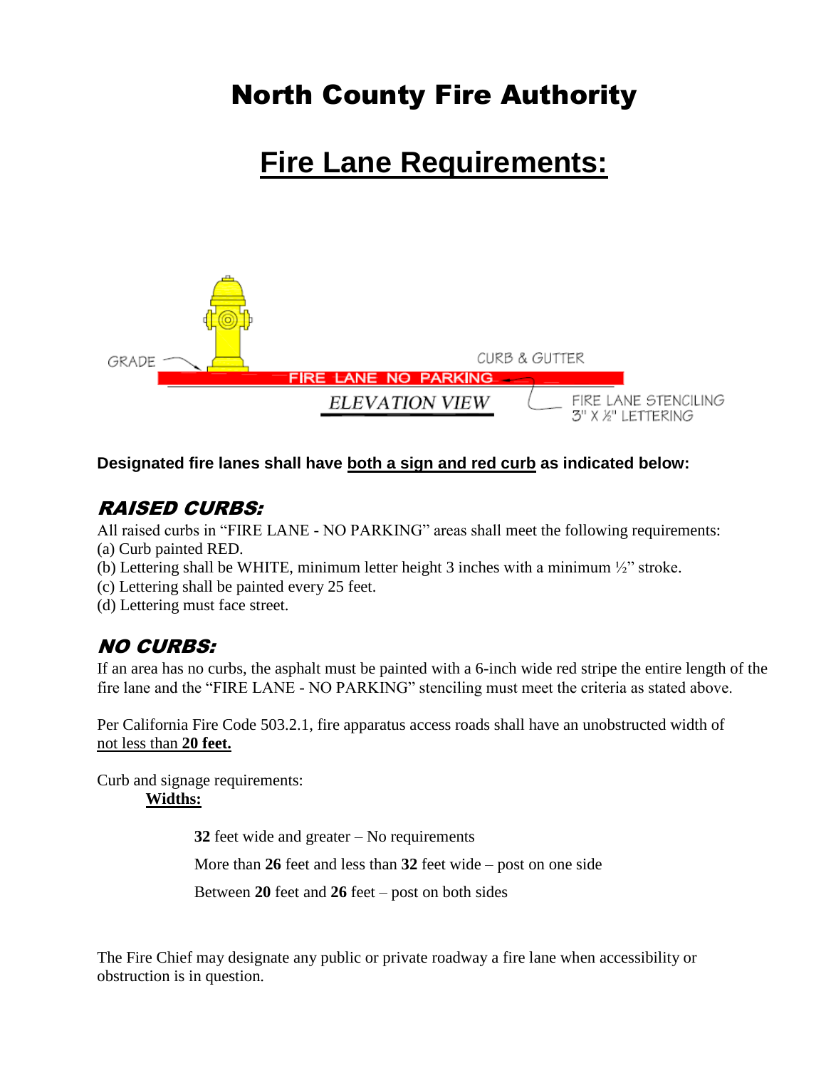# North County Fire Authority

## Fire Lane Requirements:

GRADE

CURB & GUTTER

FIRE LANE NO PARKING

ELEVATION VIEW

FIRE LANE STENCILING
3" X ½" LETTERING

**Designated fire lanes shall have both a sign and red curb as indicated below:**

### *RAISED CURBS:*

All raised curbs in "FIRE LANE - NO PARKING" areas shall meet the following requirements:

(a) Curb painted RED.
(b) Lettering shall be WHITE, minimum letter height 3 inches with a minimum ½" stroke.
(c) Lettering shall be painted every 25 feet.
(d) Lettering must face street.

### *NO CURBS:*

If an area has no curbs, the asphalt must be painted with a 6-inch wide red stripe the entire length of the fire lane and the "FIRE LANE - NO PARKING" stenciling must meet the criteria as stated above.

Per California Fire Code 503.2.1, fire apparatus access roads shall have an unobstructed width of not less than **20 feet.**

Curb and signage requirements:

**Widths:**

**32** feet wide and greater – No requirements

More than **26** feet and less than **32** feet wide – post on one side

Between **20** feet and **26** feet – post on both sides

The Fire Chief may designate any public or private roadway a fire lane when accessibility or obstruction is in question.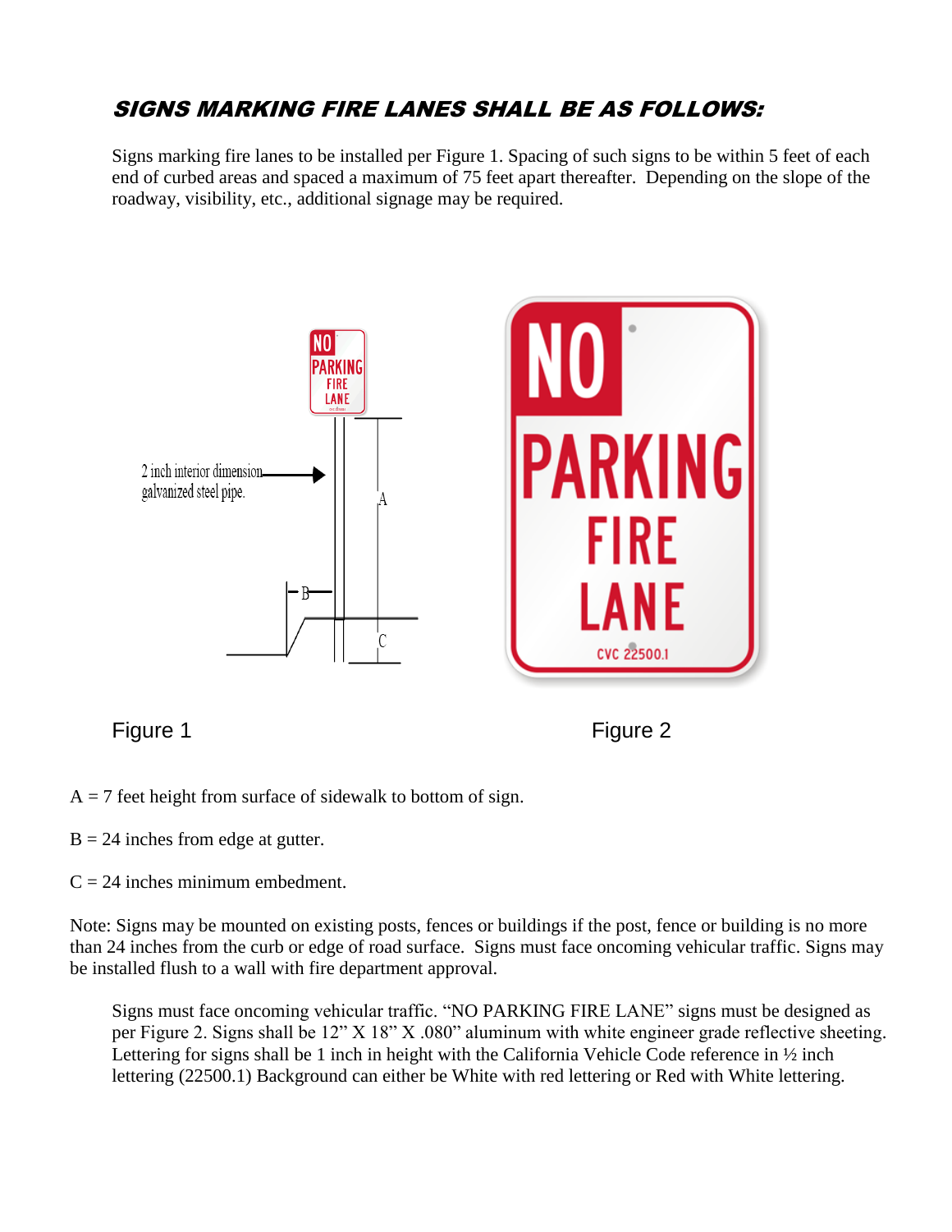## *SIGNS MARKING FIRE LANES SHALL BE AS FOLLOWS:*

Signs marking fire lanes to be installed per Figure 1. Spacing of such signs to be within 5 feet of each end of curbed areas and spaced a maximum of 75 feet apart thereafter. Depending on the slope of the roadway, visibility, etc., additional signage may be required.

2 inch interior dimension galvanized steel pipe.

A

B

C

NO PARKING FIRE LANE

CVC 22500.1

Figure 1

Figure 2

A = 7 feet height from surface of sidewalk to bottom of sign.

B = 24 inches from edge at gutter.

C = 24 inches minimum embedment.

Note: Signs may be mounted on existing posts, fences or buildings if the post, fence or building is no more than 24 inches from the curb or edge of road surface. Signs must face oncoming vehicular traffic. Signs may be installed flush to a wall with fire department approval.

Signs must face oncoming vehicular traffic. "NO PARKING FIRE LANE" signs must be designed as per Figure 2. Signs shall be 12" X 18" X .080" aluminum with white engineer grade reflective sheeting. Lettering for signs shall be 1 inch in height with the California Vehicle Code reference in ½ inch lettering (22500.1) Background can either be White with red lettering or Red with White lettering.